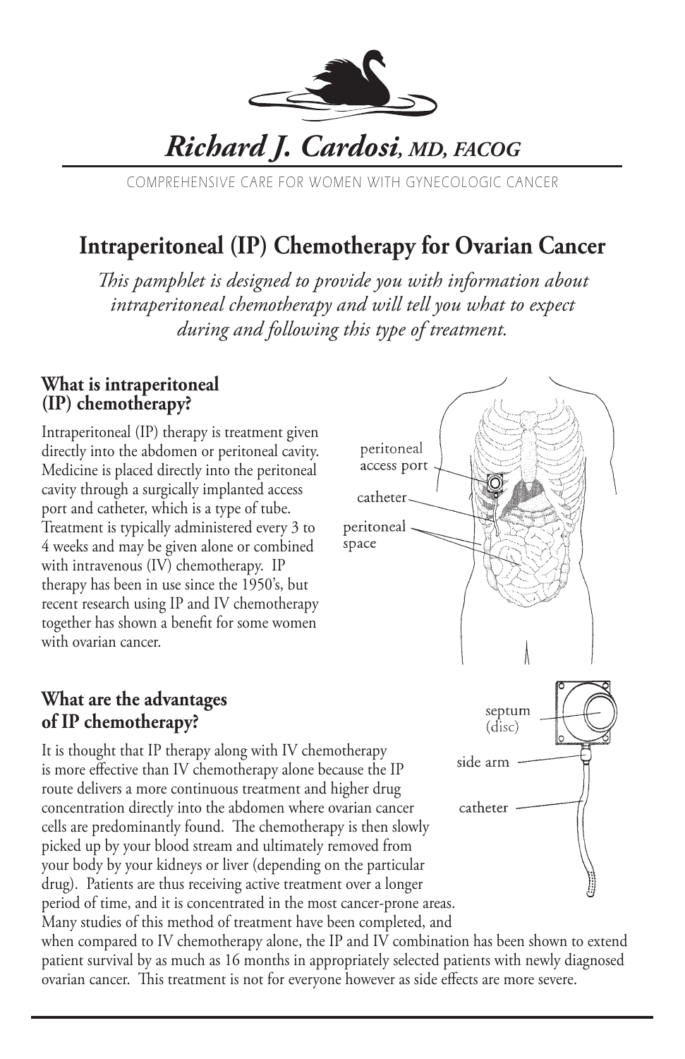# Richard J. Cardosi, *MD, FACOG*

COMPREHENSIVE CARE FOR WOMEN WITH GYNECOLOGIC CANCER

## Intraperitoneal (IP) Chemotherapy for Ovarian Cancer

*This pamphlet is designed to provide you with information about intraperitoneal chemotherapy and will tell you what to expect during and following this type of treatment.*

### What is intraperitoneal (IP) chemotherapy?

Intraperitoneal (IP) therapy is treatment given directly into the abdomen or peritoneal cavity. Medicine is placed directly into the peritoneal cavity through a surgically implanted access port and catheter, which is a type of tube. Treatment is typically administered every 3 to 4 weeks and may be given alone or combined with intravenous (IV) chemotherapy. IP therapy has been in use since the 1950's, but recent research using IP and IV chemotherapy together has shown a benefit for some women with ovarian cancer.

peritoneal access port

catheter

peritoneal space

### What are the advantages of IP chemotherapy?

It is thought that IP therapy along with IV chemotherapy is more effective than IV chemotherapy alone because the IP route delivers a more continuous treatment and higher drug concentration directly into the abdomen where ovarian cancer cells are predominantly found. The chemotherapy is then slowly picked up by your blood stream and ultimately removed from your body by your kidneys or liver (depending on the particular drug). Patients are thus receiving active treatment over a longer period of time, and it is concentrated in the most cancer-prone areas. Many studies of this method of treatment have been completed, and when compared to IV chemotherapy alone, the IP and IV combination has been shown to extend patient survival by as much as 16 months in appropriately selected patients with newly diagnosed ovarian cancer. This treatment is not for everyone however as side effects are more severe.

septum (disc)

side arm

catheter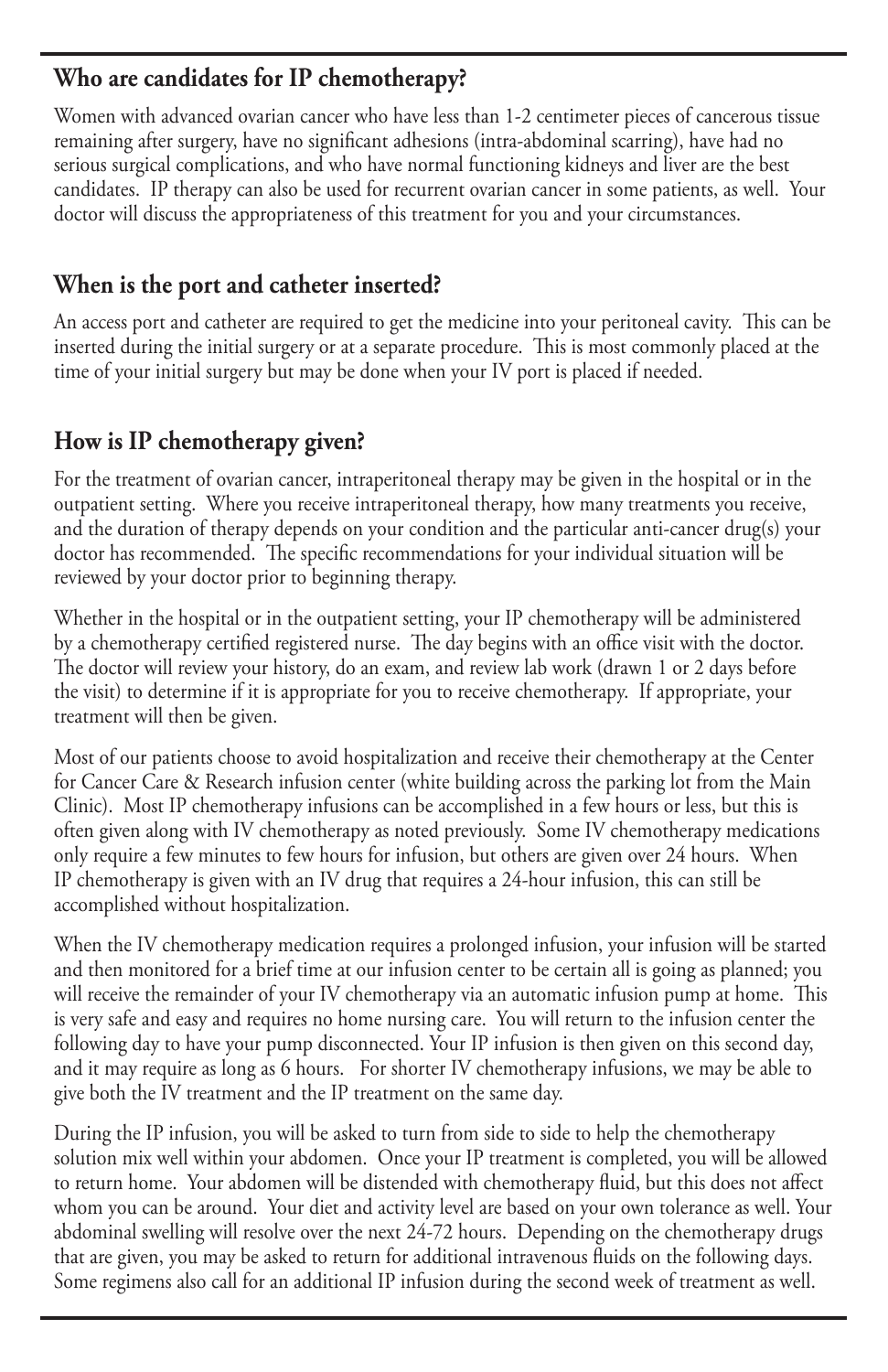## Who are candidates for IP chemotherapy?

Women with advanced ovarian cancer who have less than 1-2 centimeter pieces of cancerous tissue remaining after surgery, have no significant adhesions (intra-abdominal scarring), have had no serious surgical complications, and who have normal functioning kidneys and liver are the best candidates. IP therapy can also be used for recurrent ovarian cancer in some patients, as well. Your doctor will discuss the appropriateness of this treatment for you and your circumstances.

## When is the port and catheter inserted?

An access port and catheter are required to get the medicine into your peritoneal cavity. This can be inserted during the initial surgery or at a separate procedure. This is most commonly placed at the time of your initial surgery but may be done when your IV port is placed if needed.

## How is IP chemotherapy given?

For the treatment of ovarian cancer, intraperitoneal therapy may be given in the hospital or in the outpatient setting. Where you receive intraperitoneal therapy, how many treatments you receive, and the duration of therapy depends on your condition and the particular anti-cancer drug(s) your doctor has recommended. The specific recommendations for your individual situation will be reviewed by your doctor prior to beginning therapy.

Whether in the hospital or in the outpatient setting, your IP chemotherapy will be administered by a chemotherapy certified registered nurse. The day begins with an office visit with the doctor. The doctor will review your history, do an exam, and review lab work (drawn 1 or 2 days before the visit) to determine if it is appropriate for you to receive chemotherapy. If appropriate, your treatment will then be given.

Most of our patients choose to avoid hospitalization and receive their chemotherapy at the Center for Cancer Care & Research infusion center (white building across the parking lot from the Main Clinic). Most IP chemotherapy infusions can be accomplished in a few hours or less, but this is often given along with IV chemotherapy as noted previously. Some IV chemotherapy medications only require a few minutes to few hours for infusion, but others are given over 24 hours. When IP chemotherapy is given with an IV drug that requires a 24-hour infusion, this can still be accomplished without hospitalization.

When the IV chemotherapy medication requires a prolonged infusion, your infusion will be started and then monitored for a brief time at our infusion center to be certain all is going as planned; you will receive the remainder of your IV chemotherapy via an automatic infusion pump at home. This is very safe and easy and requires no home nursing care. You will return to the infusion center the following day to have your pump disconnected. Your IP infusion is then given on this second day, and it may require as long as 6 hours. For shorter IV chemotherapy infusions, we may be able to give both the IV treatment and the IP treatment on the same day.

During the IP infusion, you will be asked to turn from side to side to help the chemotherapy solution mix well within your abdomen. Once your IP treatment is completed, you will be allowed to return home. Your abdomen will be distended with chemotherapy fluid, but this does not affect whom you can be around. Your diet and activity level are based on your own tolerance as well. Your abdominal swelling will resolve over the next 24-72 hours. Depending on the chemotherapy drugs that are given, you may be asked to return for additional intravenous fluids on the following days. Some regimens also call for an additional IP infusion during the second week of treatment as well.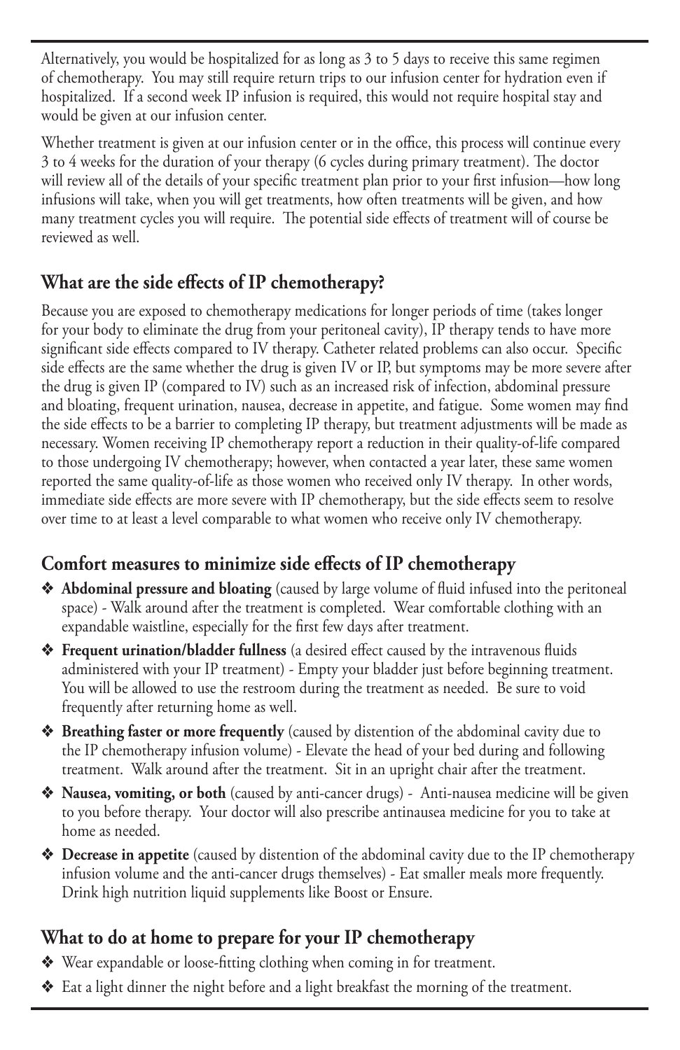Alternatively, you would be hospitalized for as long as 3 to 5 days to receive this same regimen of chemotherapy. You may still require return trips to our infusion center for hydration even if hospitalized. If a second week IP infusion is required, this would not require hospital stay and would be given at our infusion center.

Whether treatment is given at our infusion center or in the office, this process will continue every 3 to 4 weeks for the duration of your therapy (6 cycles during primary treatment). The doctor will review all of the details of your specific treatment plan prior to your first infusion—how long infusions will take, when you will get treatments, how often treatments will be given, and how many treatment cycles you will require. The potential side effects of treatment will of course be reviewed as well.

## What are the side effects of IP chemotherapy?

Because you are exposed to chemotherapy medications for longer periods of time (takes longer for your body to eliminate the drug from your peritoneal cavity), IP therapy tends to have more significant side effects compared to IV therapy. Catheter related problems can also occur. Specific side effects are the same whether the drug is given IV or IP, but symptoms may be more severe after the drug is given IP (compared to IV) such as an increased risk of infection, abdominal pressure and bloating, frequent urination, nausea, decrease in appetite, and fatigue. Some women may find the side effects to be a barrier to completing IP therapy, but treatment adjustments will be made as necessary. Women receiving IP chemotherapy report a reduction in their quality-of-life compared to those undergoing IV chemotherapy; however, when contacted a year later, these same women reported the same quality-of-life as those women who received only IV therapy. In other words, immediate side effects are more severe with IP chemotherapy, but the side effects seem to resolve over time to at least a level comparable to what women who receive only IV chemotherapy.

## Comfort measures to minimize side effects of IP chemotherapy

- **Abdominal pressure and bloating** (caused by large volume of fluid infused into the peritoneal space) - Walk around after the treatment is completed. Wear comfortable clothing with an expandable waistline, especially for the first few days after treatment.
- **Frequent urination/bladder fullness** (a desired effect caused by the intravenous fluids administered with your IP treatment) - Empty your bladder just before beginning treatment. You will be allowed to use the restroom during the treatment as needed. Be sure to void frequently after returning home as well.
- **Breathing faster or more frequently** (caused by distention of the abdominal cavity due to the IP chemotherapy infusion volume) - Elevate the head of your bed during and following treatment. Walk around after the treatment. Sit in an upright chair after the treatment.
- **Nausea, vomiting, or both** (caused by anti-cancer drugs) - Anti-nausea medicine will be given to you before therapy. Your doctor will also prescribe antinausea medicine for you to take at home as needed.
- **Decrease in appetite** (caused by distention of the abdominal cavity due to the IP chemotherapy infusion volume and the anti-cancer drugs themselves) - Eat smaller meals more frequently. Drink high nutrition liquid supplements like Boost or Ensure.

## What to do at home to prepare for your IP chemotherapy

- Wear expandable or loose-fitting clothing when coming in for treatment.
- Eat a light dinner the night before and a light breakfast the morning of the treatment.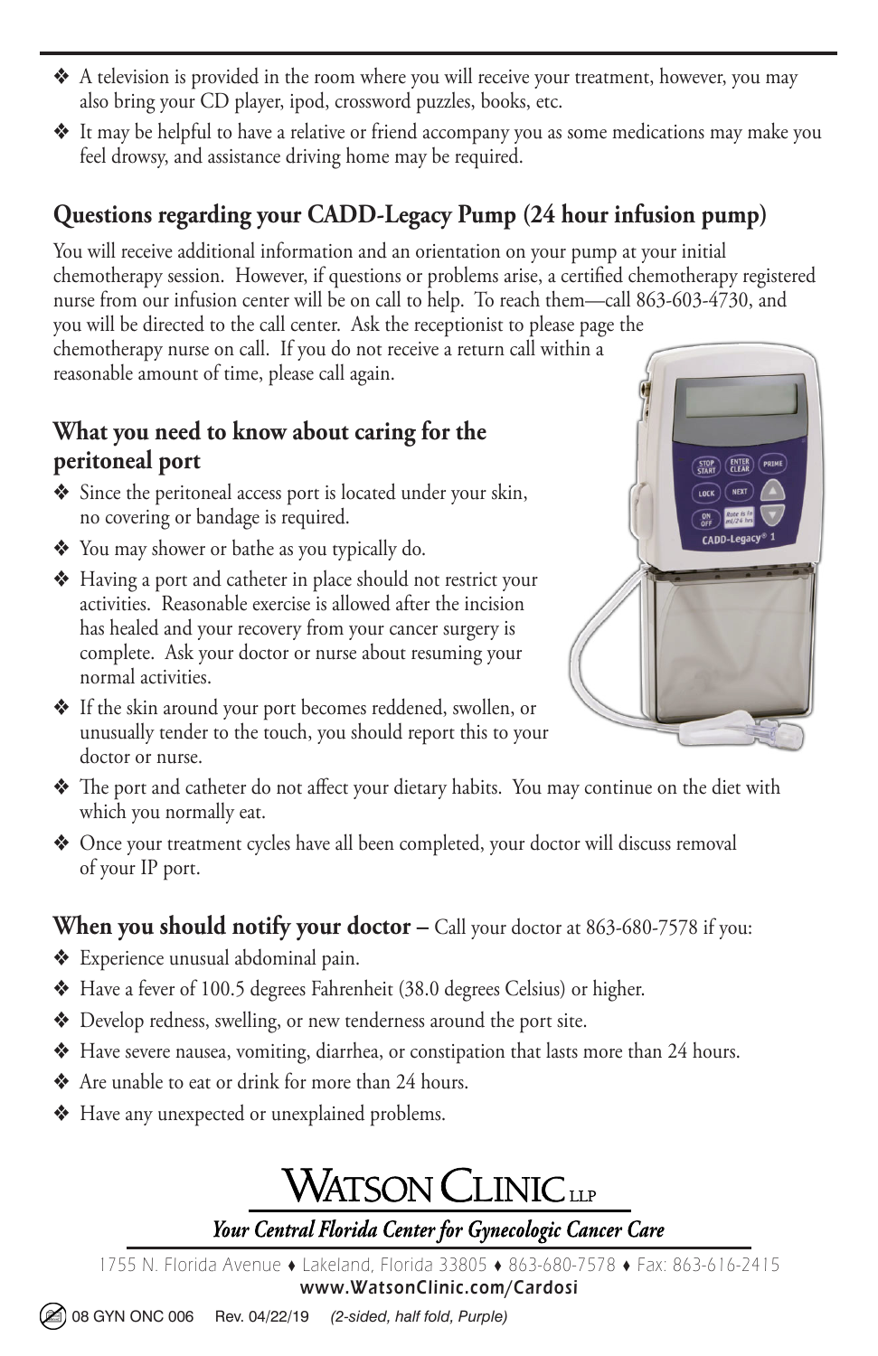- A television is provided in the room where you will receive your treatment, however, you may also bring your CD player, ipod, crossword puzzles, books, etc.
- It may be helpful to have a relative or friend accompany you as some medications may make you feel drowsy, and assistance driving home may be required.

## Questions regarding your CADD-Legacy Pump (24 hour infusion pump)

You will receive additional information and an orientation on your pump at your initial chemotherapy session. However, if questions or problems arise, a certified chemotherapy registered nurse from our infusion center will be on call to help. To reach them—call 863-603-4730, and you will be directed to the call center. Ask the receptionist to please page the chemotherapy nurse on call. If you do not receive a return call within a reasonable amount of time, please call again.

## What you need to know about caring for the peritoneal port

- Since the peritoneal access port is located under your skin, no covering or bandage is required.
- You may shower or bathe as you typically do.
- Having a port and catheter in place should not restrict your activities. Reasonable exercise is allowed after the incision has healed and your recovery from your cancer surgery is complete. Ask your doctor or nurse about resuming your normal activities.
- If the skin around your port becomes reddened, swollen, or unusually tender to the touch, you should report this to your doctor or nurse.
- The port and catheter do not affect your dietary habits. You may continue on the diet with which you normally eat.
- Once your treatment cycles have all been completed, your doctor will discuss removal of your IP port.

## When you should notify your doctor – Call your doctor at 863-680-7578 if you:

- Experience unusual abdominal pain.
- Have a fever of 100.5 degrees Fahrenheit (38.0 degrees Celsius) or higher.
- Develop redness, swelling, or new tenderness around the port site.
- Have severe nausea, vomiting, diarrhea, or constipation that lasts more than 24 hours.
- Are unable to eat or drink for more than 24 hours.
- Have any unexpected or unexplained problems.

**WATSON CLINIC LLP**

*Your Central Florida Center for Gynecologic Cancer Care*

1755 N. Florida Avenue ♦ Lakeland, Florida 33805 ♦ 863-680-7578 ♦ Fax: 863-616-2415

**www.WatsonClinic.com/Cardosi**

08 GYN ONC 006 Rev. 04/22/19 *(2-sided, half fold, Purple)*